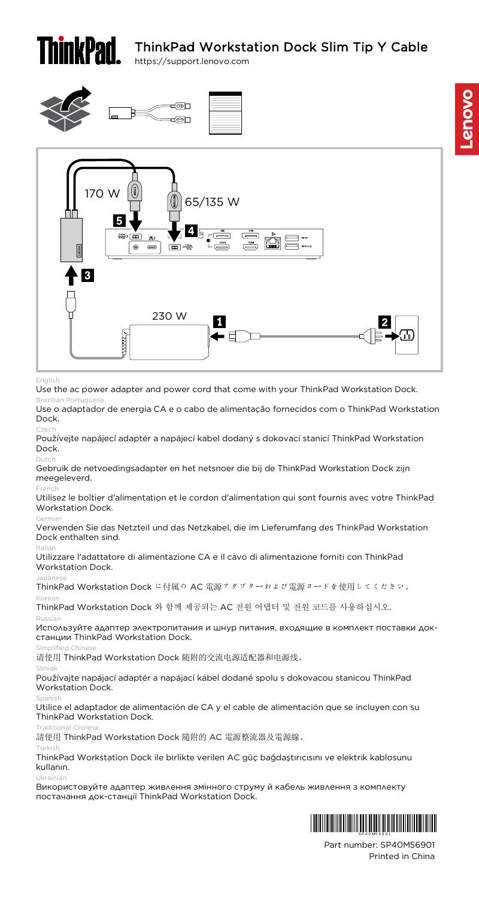# ThinkPad Workstation Dock Slim Tip Y Cable

https://support.lenovo.com

170 W

65/135 W

230 W

English

Use the ac power adapter and power cord that come with your ThinkPad Workstation Dock.

Brazilian Portuguese

Use o adaptador de energia CA e o cabo de alimentação fornecidos com o ThinkPad Workstation Dock.

Czech

Používejte napájecí adaptér a napájecí kabel dodaný s dokovací stanicí ThinkPad Workstation Dock.

Dutch

Gebruik de netvoedingsadapter en het netsnoer die bij de ThinkPad Workstation Dock zijn meegeleverd.

French

Utilisez le boîtier d'alimentation et le cordon d'alimentation qui sont fournis avec votre ThinkPad Workstation Dock.

German

Verwenden Sie das Netzteil und das Netzkabel, die im Lieferumfang des ThinkPad Workstation Dock enthalten sind.

Italian

Utilizzare l'adattatore di alimentazione CA e il cavo di alimentazione forniti con ThinkPad Workstation Dock.

Japanese

ThinkPad Workstation Dock に付属の AC 電源アダプターおよび電源コードを使用してください。

Korean

ThinkPad Workstation Dock 와 함께 제공되는 AC 전원 어댑터 및 전원 코드를 사용하십시오.

Russian

Используйте адаптер электропитания и шнур питания, входящие в комплект поставки док-станции ThinkPad Workstation Dock.

Simplified Chinese

请使用 ThinkPad Workstation Dock 随附的交流电源适配器和电源线。

Slovak

Používajte napájací adaptér a napájací kábel dodané spolu s dokovacou stanicou ThinkPad Workstation Dock.

Spanish

Utilice el adaptador de alimentación de CA y el cable de alimentación que se incluyen con su ThinkPad Workstation Dock.

Traditional Chinese

請使用 ThinkPad Workstation Dock 隨附的 AC 電源整流器及電源線。

Turkish

ThinkPad Workstation Dock ile birlikte verilen AC güç bağdaştırıcısını ve elektrik kablosunu kullanın.

Ukrainian

Використовуйте адаптер живлення змінного струму й кабель живлення з комплекту постачання док-станції ThinkPad Workstation Dock.

Part number: SP40M56901

Printed in China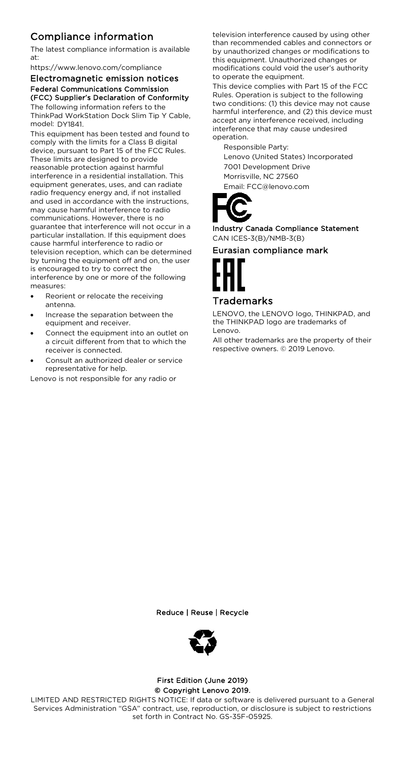# Compliance information

The latest compliance information is available at:

https://www.lenovo.com/compliance

## Electromagnetic emission notices

### Federal Communications Commission (FCC) Supplier's Declaration of Conformity

The following information refers to the ThinkPad WorkStation Dock Slim Tip Y Cable, model: DY1841.

This equipment has been tested and found to comply with the limits for a Class B digital device, pursuant to Part 15 of the FCC Rules. These limits are designed to provide reasonable protection against harmful interference in a residential installation. This equipment generates, uses, and can radiate radio frequency energy and, if not installed and used in accordance with the instructions, may cause harmful interference to radio communications. However, there is no guarantee that interference will not occur in a particular installation. If this equipment does cause harmful interference to radio or television reception, which can be determined by turning the equipment off and on, the user is encouraged to try to correct the interference by one or more of the following measures:

- Reorient or relocate the receiving antenna.
- Increase the separation between the equipment and receiver.
- Connect the equipment into an outlet on a circuit different from that to which the receiver is connected.
- Consult an authorized dealer or service representative for help.

Lenovo is not responsible for any radio or television interference caused by using other than recommended cables and connectors or by unauthorized changes or modifications to this equipment. Unauthorized changes or modifications could void the user's authority to operate the equipment.

This device complies with Part 15 of the FCC Rules. Operation is subject to the following two conditions: (1) this device may not cause harmful interference, and (2) this device must accept any interference received, including interference that may cause undesired operation.

Responsible Party:
Lenovo (United States) Incorporated
7001 Development Drive
Morrisville, NC 27560
Email: FCC@lenovo.com

### Industry Canada Compliance Statement

CAN ICES-3(B)/NMB-3(B)

### Eurasian compliance mark

# Trademarks

LENOVO, the LENOVO logo, THINKPAD, and the THINKPAD logo are trademarks of Lenovo.

All other trademarks are the property of their respective owners. © 2019 Lenovo.

**Reduce | Reuse | Recycle**

**First Edition (June 2019)**
**© Copyright Lenovo 2019.**

LIMITED AND RESTRICTED RIGHTS NOTICE: If data or software is delivered pursuant to a General Services Administration "GSA" contract, use, reproduction, or disclosure is subject to restrictions set forth in Contract No. GS-35F-05925.